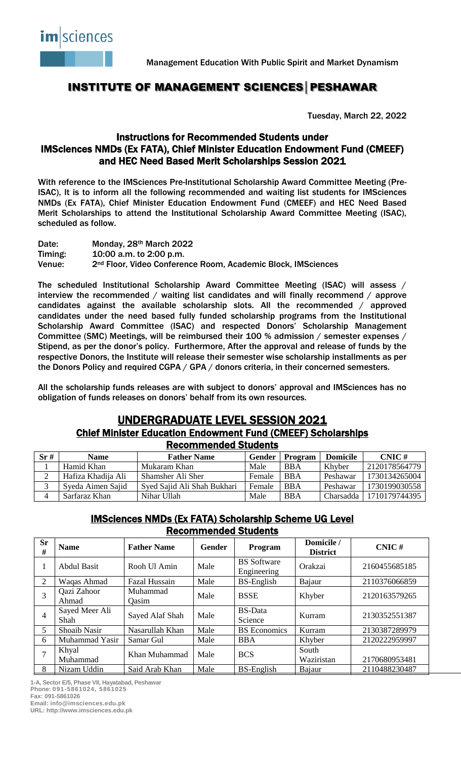im|sciences

Management Education With Public Spirit and Market Dynamism

# INSTITUTE OF MANAGEMENT SCIENCES | PESHAWAR

Tuesday, March 22, 2022

## Instructions for Recommended Students under IMSciences NMDs (Ex FATA), Chief Minister Education Endowment Fund (CMEEF) and HEC Need Based Merit Scholarships Session 2021

With reference to the IMSciences Pre-Institutional Scholarship Award Committee Meeting (Pre-ISAC), It is to inform all the following recommended and waiting list students for IMSciences NMDs (Ex FATA), Chief Minister Education Endowment Fund (CMEEF) and HEC Need Based Merit Scholarships to attend the Institutional Scholarship Award Committee Meeting (ISAC), scheduled as follow.

Date: Monday, 28th March 2022
Timing: 10:00 a.m. to 2:00 p.m.
Venue: 2nd Floor, Video Conference Room, Academic Block, IMSciences

The scheduled Institutional Scholarship Award Committee Meeting (ISAC) will assess / interview the recommended / waiting list candidates and will finally recommend / approve candidates against the available scholarship slots. All the recommended / approved candidates under the need based fully funded scholarship programs from the Institutional Scholarship Award Committee (ISAC) and respected Donors' Scholarship Management Committee (SMC) Meetings, will be reimbursed their 100 % admission / semester expenses / Stipend, as per the donor's policy. Furthermore, After the approval and release of funds by the respective Donors, the Institute will release their semester wise scholarship installments as per the Donors Policy and required CGPA / GPA / donors criteria, in their concerned semesters.

All the scholarship funds releases are with subject to donors' approval and IMSciences has no obligation of funds releases on donors' behalf from its own resources.

## UNDERGRADUATE LEVEL SESSION 2021

### Chief Minister Education Endowment Fund (CMEEF) Scholarships

#### Recommended Students

| Sr # | Name | Father Name | Gender | Program | Domicile | CNIC # |
|---|---|---|---|---|---|---|
| 1 | Hamid Khan | Mukaram Khan | Male | BBA | Khyber | 2120178564779 |
| 2 | Hafiza Khadija Ali | Shamsher Ali Sher | Female | BBA | Peshawar | 1730134265004 |
| 3 | Syeda Aimen Sajid | Syed Sajid Ali Shah Bukhari | Female | BBA | Peshawar | 1730199030558 |
| 4 | Sarfaraz Khan | Nihar Ullah | Male | BBA | Charsadda | 1710179744395 |

### IMSciences NMDs (Ex FATA) Scholarship Scheme UG Level

#### Recommended Students

| Sr # | Name | Father Name | Gender | Program | Domicile / District | CNIC # |
|---|---|---|---|---|---|---|
| 1 | Abdul Basit | Rooh Ul Amin | Male | BS Software Engineering | Orakzai | 2160455685185 |
| 2 | Waqas Ahmad | Fazal Hussain | Male | BS-English | Bajaur | 2110376066859 |
| 3 | Qazi Zahoor Ahmad | Muhammad Qasim | Male | BSSE | Khyber | 2120163579265 |
| 4 | Sayed Meer Ali Shah | Sayed Alaf Shah | Male | BS-Data Science | Kurram | 2130352551387 |
| 5 | Shoaib Nasir | Nasarullah Khan | Male | BS Economics | Kurram | 2130387289979 |
| 6 | Muhammad Yasir | Samar Gul | Male | BBA | Khyber | 2120222959997 |
| 7 | Khyal Muhammad | Khan Muhammad | Male | BCS | South Waziristan | 2170680953481 |
| 8 | Nizam Uddin | Said Arab Khan | Male | BS-English | Bajaur | 2110488230487 |

1-A, Sector E/5, Phase VII, Hayatabad, Peshawar
Phone: 091-5861024, 5861025
Fax: 091-5861026
Email: info@imsciences.edu.pk
URL: http://www.imsciences.edu.pk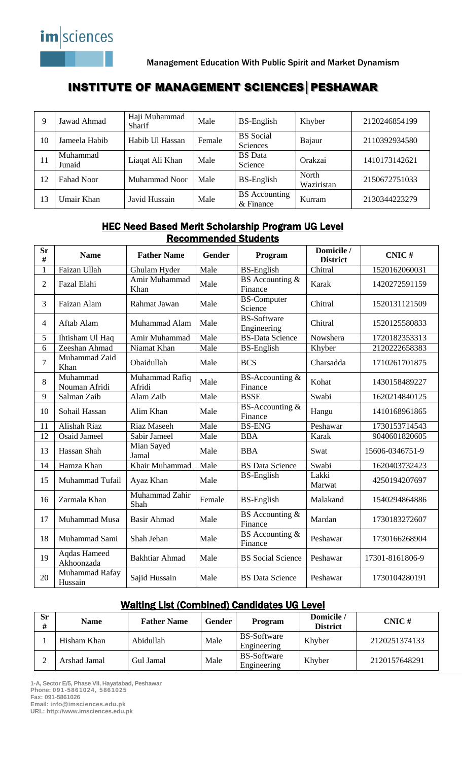# INSTITUTE OF MANAGEMENT SCIENCES | PESHAWAR

Management Education With Public Spirit and Market Dynamism

| 9 | Jawad Ahmad | Haji Muhammad Sharif | Male | BS-English | Khyber | 2120246854199 |
|---|---|---|---|---|---|---|
| 10 | Jameela Habib | Habib Ul Hassan | Female | BS Social Sciences | Bajaur | 2110392934580 |
| 11 | Muhammad Junaid | Liaqat Ali Khan | Male | BS Data Science | Orakzai | 1410173142621 |
| 12 | Fahad Noor | Muhammad Noor | Male | BS-English | North Waziristan | 2150672751033 |
| 13 | Umair Khan | Javid Hussain | Male | BS Accounting & Finance | Kurram | 2130344223279 |

## HEC Need Based Merit Scholarship Program UG Level

### Recommended Students

| Sr # | Name | Father Name | Gender | Program | Domicile / District | CNIC # |
|---|---|---|---|---|---|---|
| 1 | Faizan Ullah | Ghulam Hyder | Male | BS-English | Chitral | 1520162060031 |
| 2 | Fazal Elahi | Amir Muhammad Khan | Male | BS Accounting & Finance | Karak | 1420272591159 |
| 3 | Faizan Alam | Rahmat Jawan | Male | BS-Computer Science | Chitral | 1520131121509 |
| 4 | Aftab Alam | Muhammad Alam | Male | BS-Software Engineering | Chitral | 1520125580833 |
| 5 | Ihtisham Ul Haq | Amir Muhammad | Male | BS-Data Science | Nowshera | 1720182353313 |
| 6 | Zeeshan Ahmad | Niamat Khan | Male | BS-English | Khyber | 2120222658383 |
| 7 | Muhammad Zaid Khan | Obaidullah | Male | BCS | Charsadda | 1710261701875 |
| 8 | Muhammad Nouman Afridi | Muhammad Rafiq Afridi | Male | BS-Accounting & Finance | Kohat | 1430158489227 |
| 9 | Salman Zaib | Alam Zaib | Male | BSSE | Swabi | 1620214840125 |
| 10 | Sohail Hassan | Alim Khan | Male | BS-Accounting & Finance | Hangu | 1410168961865 |
| 11 | Alishah Riaz | Riaz Maseeh | Male | BS-ENG | Peshawar | 1730153714543 |
| 12 | Osaid Jameel | Sabir Jameel | Male | BBA | Karak | 9040601820605 |
| 13 | Hassan Shah | Mian Sayed Jamal | Male | BBA | Swat | 15606-0346751-9 |
| 14 | Hamza Khan | Khair Muhammad | Male | BS Data Science | Swabi | 1620403732423 |
| 15 | Muhammad Tufail | Ayaz Khan | Male | BS-English | Lakki Marwat | 4250194207697 |
| 16 | Zarmala Khan | Muhammad Zahir Shah | Female | BS-English | Malakand | 1540294864886 |
| 17 | Muhammad Musa | Basir Ahmad | Male | BS Accounting & Finance | Mardan | 1730183272607 |
| 18 | Muhammad Sami | Shah Jehan | Male | BS Accounting & Finance | Peshawar | 1730166268904 |
| 19 | Aqdas Hameed Akhoonzada | Bakhtiar Ahmad | Male | BS Social Science | Peshawar | 17301-8161806-9 |
| 20 | Muhammad Rafay Hussain | Sajid Hussain | Male | BS Data Science | Peshawar | 1730104280191 |

### Waiting List (Combined) Candidates UG Level

| Sr # | Name | Father Name | Gender | Program | Domicile / District | CNIC # |
|---|---|---|---|---|---|---|
| 1 | Hisham Khan | Abidullah | Male | BS-Software Engineering | Khyber | 2120251374133 |
| 2 | Arshad Jamal | Gul Jamal | Male | BS-Software Engineering | Khyber | 2120157648291 |

1-A, Sector E/5, Phase VII, Hayatabad, Peshawar
Phone: 091-5861024, 5861025
Fax: 091-5861026
Email: info@imsciences.edu.pk
URL: http://www.imsciences.edu.pk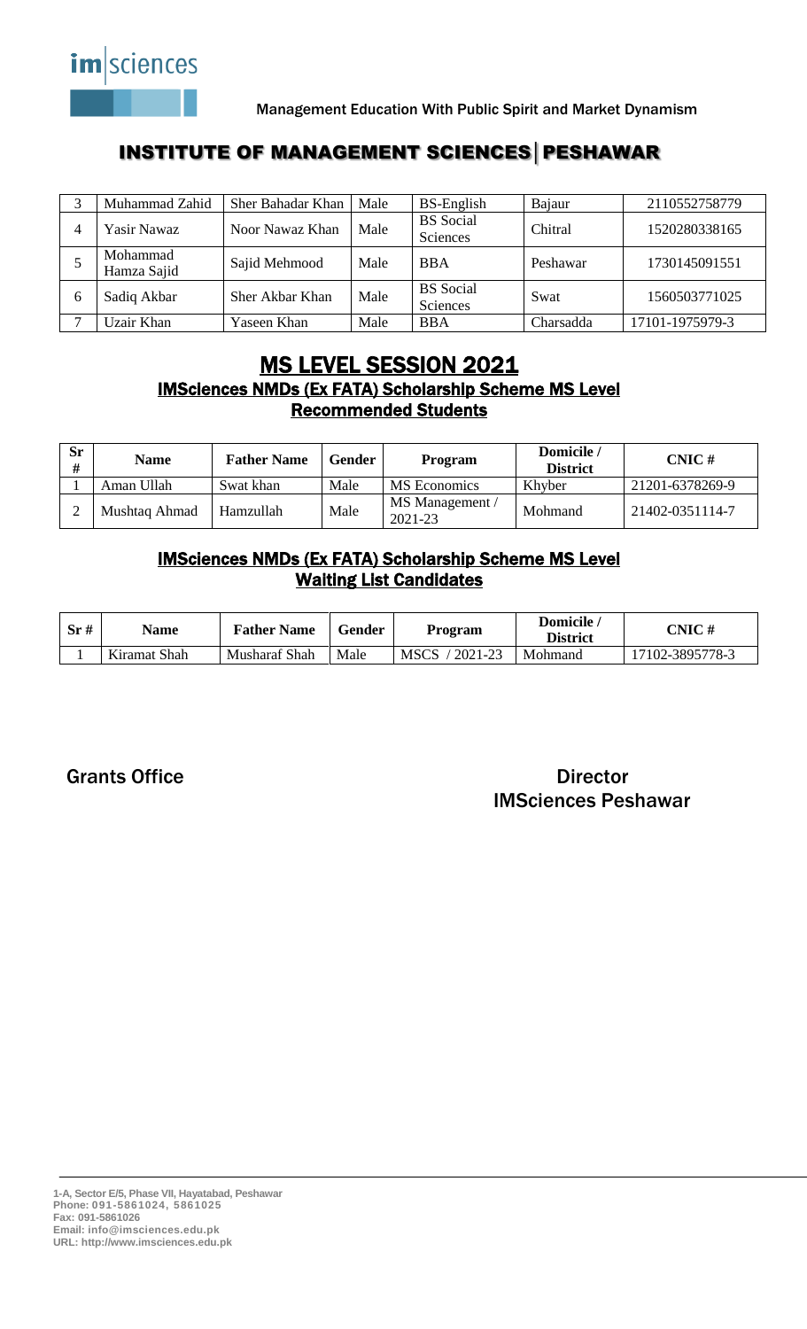| | | | | | | |
|---|---|---|---|---|---|---|
| 3 | Muhammad Zahid | Sher Bahadar Khan | Male | BS-English | Bajaur | 2110552758779 |
| 4 | Yasir Nawaz | Noor Nawaz Khan | Male | BS Social Sciences | Chitral | 1520280338165 |
| 5 | Mohammad Hamza Sajid | Sajid Mehmood | Male | BBA | Peshawar | 1730145091551 |
| 6 | Sadiq Akbar | Sher Akbar Khan | Male | BS Social Sciences | Swat | 1560503771025 |
| 7 | Uzair Khan | Yaseen Khan | Male | BBA | Charsadda | 17101-1975979-3 |

# MS LEVEL SESSION 2021

## IMSciences NMDs (Ex FATA) Scholarship Scheme MS Level

## Recommended Students

| Sr # | Name | Father Name | Gender | Program | Domicile / District | CNIC # |
|---|---|---|---|---|---|---|
| 1 | Aman Ullah | Swat khan | Male | MS Economics | Khyber | 21201-6378269-9 |
| 2 | Mushtaq Ahmad | Hamzullah | Male | MS Management / 2021-23 | Mohmand | 21402-0351114-7 |

## IMSciences NMDs (Ex FATA) Scholarship Scheme MS Level

## Waiting List Candidates

| Sr # | Name | Father Name | Gender | Program | Domicile / District | CNIC # |
|---|---|---|---|---|---|---|
| 1 | Kiramat Shah | Musharaf Shah | Male | MSCS / 2021-23 | Mohmand | 17102-3895778-3 |

Grants Office

Director
IMSciences Peshawar